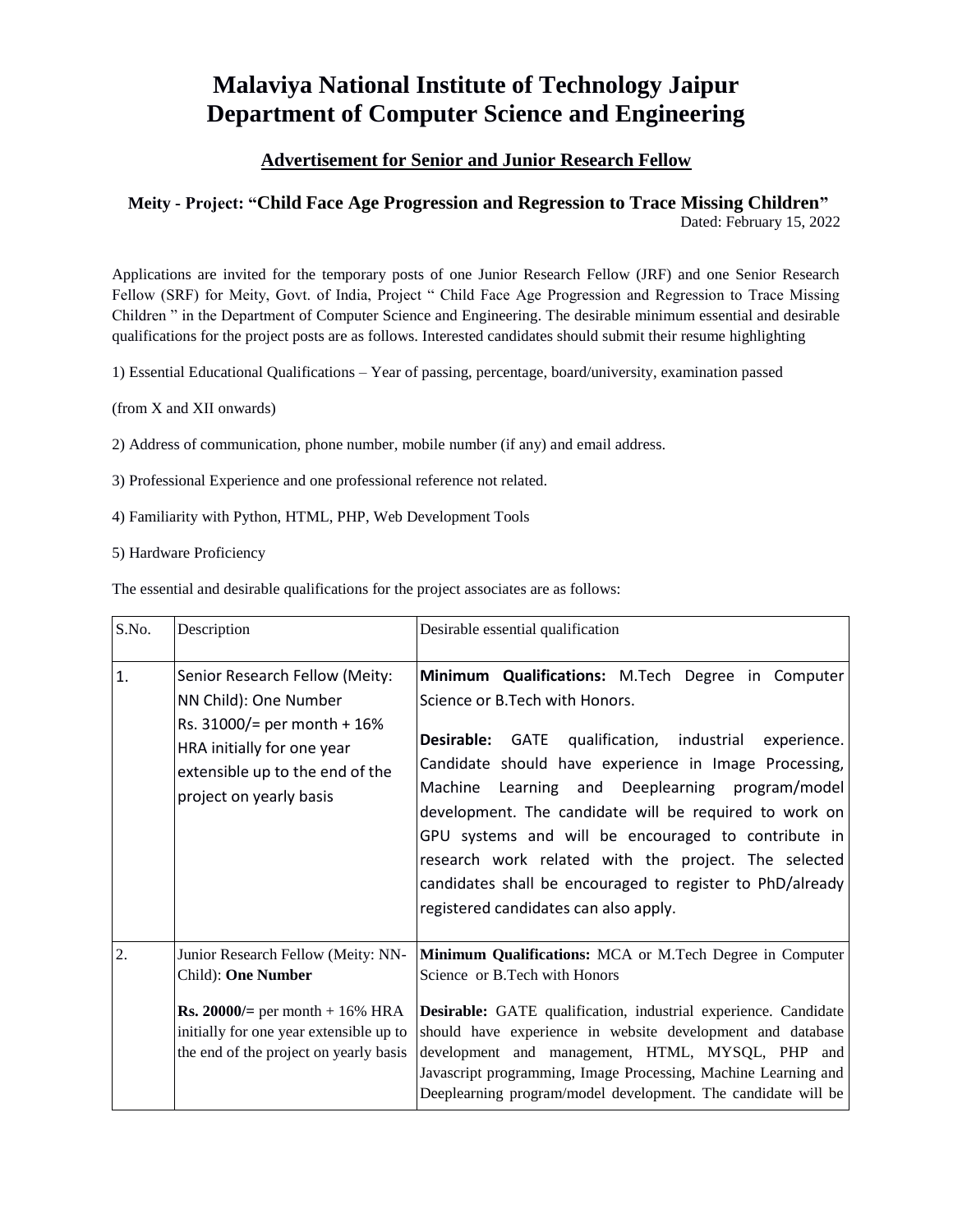# Malaviya National Institute of Technology Jaipur
# Department of Computer Science and Engineering

## Advertisement for Senior and Junior Research Fellow

### Meity - Project: "Child Face Age Progression and Regression to Trace Missing Children"

Dated: February 15, 2022

Applications are invited for the temporary posts of one Junior Research Fellow (JRF) and one Senior Research Fellow (SRF) for Meity, Govt. of India, Project " Child Face Age Progression and Regression to Trace Missing Children " in the Department of Computer Science and Engineering. The desirable minimum essential and desirable qualifications for the project posts are as follows. Interested candidates should submit their resume highlighting

1) Essential Educational Qualifications – Year of passing, percentage, board/university, examination passed

(from X and XII onwards)

2) Address of communication, phone number, mobile number (if any) and email address.

3) Professional Experience and one professional reference not related.

4) Familiarity with Python, HTML, PHP, Web Development Tools

5) Hardware Proficiency

The essential and desirable qualifications for the project associates are as follows:

| S.No. | Description | Desirable essential qualification |
|---|---|---|
| 1. | Senior Research Fellow (Meity: NN Child): One Number<br>Rs. 31000/= per month + 16% HRA initially for one year extensible up to the end of the project on yearly basis | **Minimum Qualifications:** M.Tech Degree in Computer Science or B.Tech with Honors.<br>**Desirable:** GATE qualification, industrial experience. Candidate should have experience in Image Processing, Machine Learning and Deeplearning program/model development. The candidate will be required to work on GPU systems and will be encouraged to contribute in research work related with the project. The selected candidates shall be encouraged to register to PhD/already registered candidates can also apply. |
| 2. | Junior Research Fellow (Meity: NN-Child): **One Number**<br>**Rs. 20000/=** per month + 16% HRA initially for one year extensible up to the end of the project on yearly basis | **Minimum Qualifications:** MCA or M.Tech Degree in Computer Science or B.Tech with Honors<br>**Desirable:** GATE qualification, industrial experience. Candidate should have experience in website development and database development and management, HTML, MYSQL, PHP and Javascript programming, Image Processing, Machine Learning and Deeplearning program/model development. The candidate will be |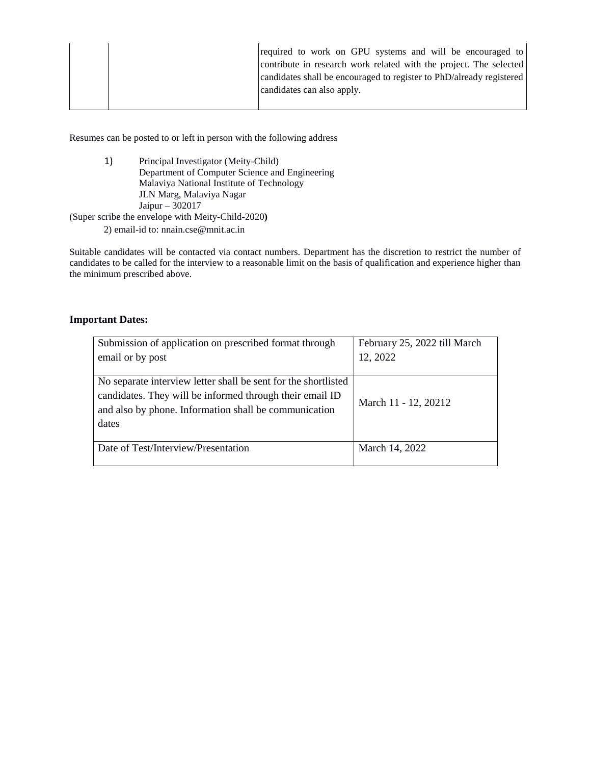| | | |
|---|---|---|
| | | required to work on GPU systems and will be encouraged to contribute in research work related with the project. The selected candidates shall be encouraged to register to PhD/already registered candidates can also apply. |

Resumes can be posted to or left in person with the following address

1) Principal Investigator (Meity-Child)
   Department of Computer Science and Engineering
   Malaviya National Institute of Technology
   JLN Marg, Malaviya Nagar
   Jaipur – 302017

(Super scribe the envelope with Meity-Child-2020**)**

2) email-id to: nnain.cse@mnit.ac.in

Suitable candidates will be contacted via contact numbers. Department has the discretion to restrict the number of candidates to be called for the interview to a reasonable limit on the basis of qualification and experience higher than the minimum prescribed above.

**Important Dates:**

| | |
|---|---|
| Submission of application on prescribed format through email or by post | February 25, 2022 till March 12, 2022 |
| No separate interview letter shall be sent for the shortlisted candidates. They will be informed through their email ID and also by phone. Information shall be communication dates | March 11 - 12, 20212 |
| Date of Test/Interview/Presentation | March 14, 2022 |